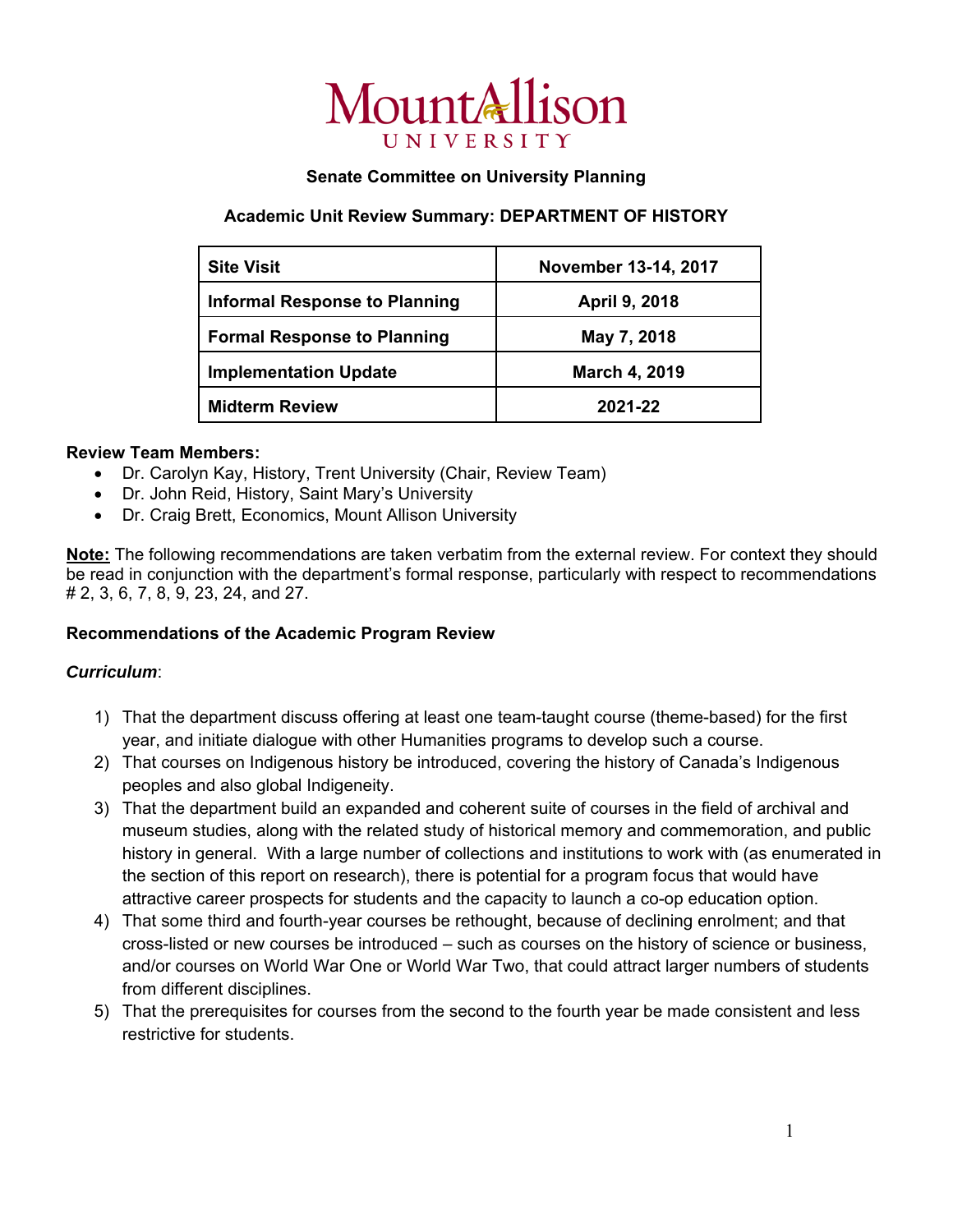# Mount Allison UNIVERSITY

**Senate Committee on University Planning**

**Academic Unit Review Summary: DEPARTMENT OF HISTORY**

| **Site Visit** | **November 13-14, 2017** |
|---|---|
| **Informal Response to Planning** | **April 9, 2018** |
| **Formal Response to Planning** | **May 7, 2018** |
| **Implementation Update** | **March 4, 2019** |
| **Midterm Review** | **2021-22** |

**Review Team Members:**

- Dr. Carolyn Kay, History, Trent University (Chair, Review Team)
- Dr. John Reid, History, Saint Mary's University
- Dr. Craig Brett, Economics, Mount Allison University

**Note:** The following recommendations are taken verbatim from the external review. For context they should be read in conjunction with the department's formal response, particularly with respect to recommendations # 2, 3, 6, 7, 8, 9, 23, 24, and 27.

**Recommendations of the Academic Program Review**

***Curriculum***:

1) That the department discuss offering at least one team-taught course (theme-based) for the first year, and initiate dialogue with other Humanities programs to develop such a course.
2) That courses on Indigenous history be introduced, covering the history of Canada's Indigenous peoples and also global Indigeneity.
3) That the department build an expanded and coherent suite of courses in the field of archival and museum studies, along with the related study of historical memory and commemoration, and public history in general. With a large number of collections and institutions to work with (as enumerated in the section of this report on research), there is potential for a program focus that would have attractive career prospects for students and the capacity to launch a co-op education option.
4) That some third and fourth-year courses be rethought, because of declining enrolment; and that cross-listed or new courses be introduced – such as courses on the history of science or business, and/or courses on World War One or World War Two, that could attract larger numbers of students from different disciplines.
5) That the prerequisites for courses from the second to the fourth year be made consistent and less restrictive for students.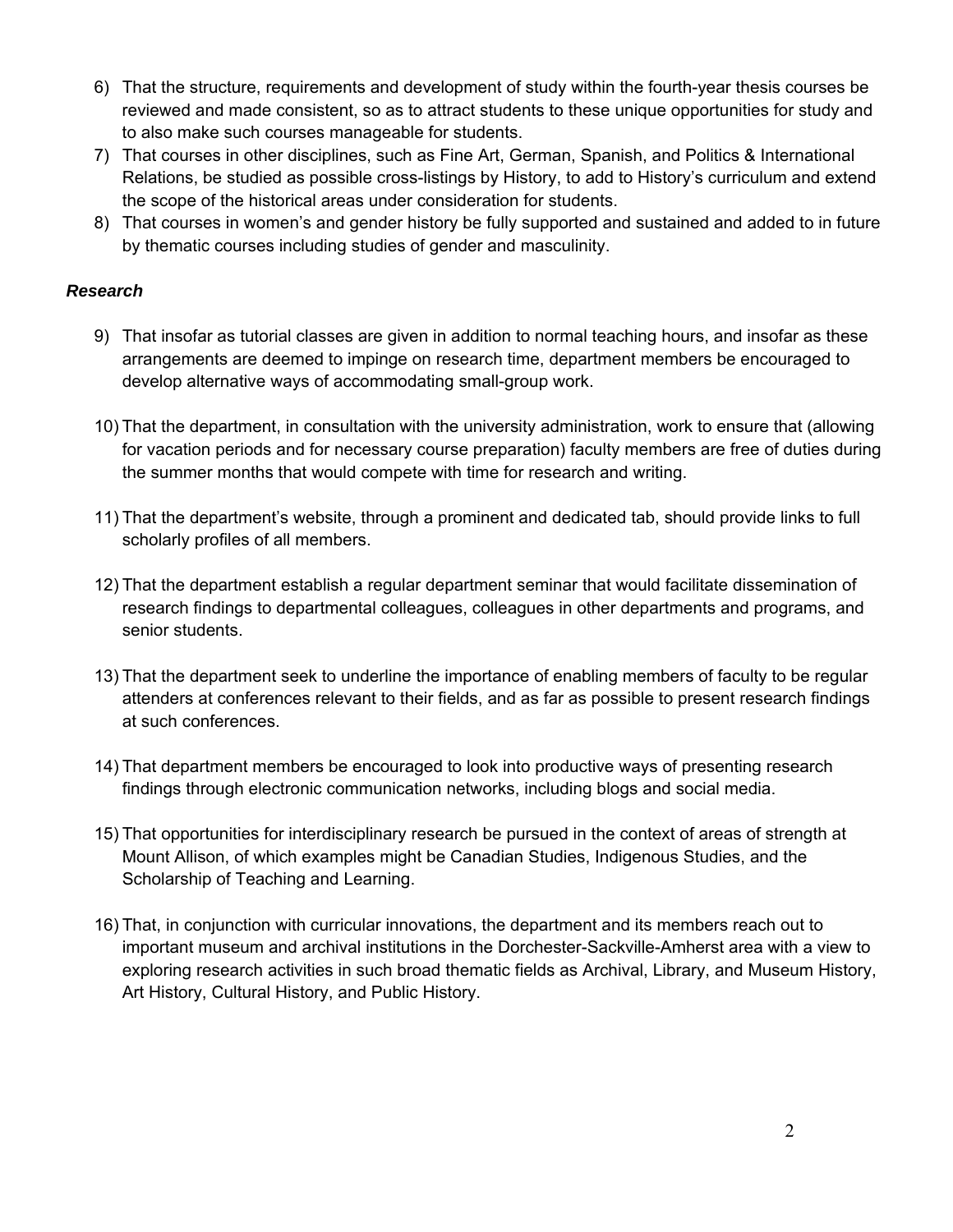6) That the structure, requirements and development of study within the fourth-year thesis courses be reviewed and made consistent, so as to attract students to these unique opportunities for study and to also make such courses manageable for students.
7) That courses in other disciplines, such as Fine Art, German, Spanish, and Politics & International Relations, be studied as possible cross-listings by History, to add to History's curriculum and extend the scope of the historical areas under consideration for students.
8) That courses in women's and gender history be fully supported and sustained and added to in future by thematic courses including studies of gender and masculinity.

***Research***

9) That insofar as tutorial classes are given in addition to normal teaching hours, and insofar as these arrangements are deemed to impinge on research time, department members be encouraged to develop alternative ways of accommodating small-group work.

10) That the department, in consultation with the university administration, work to ensure that (allowing for vacation periods and for necessary course preparation) faculty members are free of duties during the summer months that would compete with time for research and writing.

11) That the department's website, through a prominent and dedicated tab, should provide links to full scholarly profiles of all members.

12) That the department establish a regular department seminar that would facilitate dissemination of research findings to departmental colleagues, colleagues in other departments and programs, and senior students.

13) That the department seek to underline the importance of enabling members of faculty to be regular attenders at conferences relevant to their fields, and as far as possible to present research findings at such conferences.

14) That department members be encouraged to look into productive ways of presenting research findings through electronic communication networks, including blogs and social media.

15) That opportunities for interdisciplinary research be pursued in the context of areas of strength at Mount Allison, of which examples might be Canadian Studies, Indigenous Studies, and the Scholarship of Teaching and Learning.

16) That, in conjunction with curricular innovations, the department and its members reach out to important museum and archival institutions in the Dorchester-Sackville-Amherst area with a view to exploring research activities in such broad thematic fields as Archival, Library, and Museum History, Art History, Cultural History, and Public History.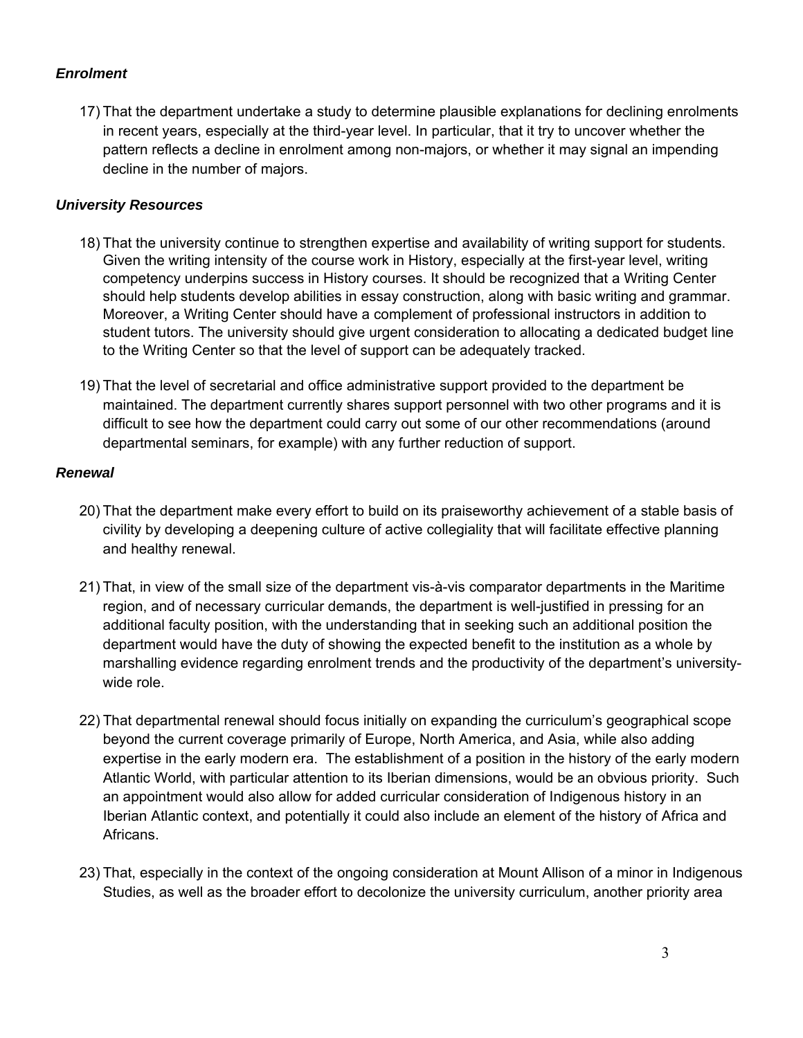### *Enrolment*

17) That the department undertake a study to determine plausible explanations for declining enrolments in recent years, especially at the third-year level. In particular, that it try to uncover whether the pattern reflects a decline in enrolment among non-majors, or whether it may signal an impending decline in the number of majors.

### *University Resources*

18) That the university continue to strengthen expertise and availability of writing support for students. Given the writing intensity of the course work in History, especially at the first-year level, writing competency underpins success in History courses. It should be recognized that a Writing Center should help students develop abilities in essay construction, along with basic writing and grammar. Moreover, a Writing Center should have a complement of professional instructors in addition to student tutors. The university should give urgent consideration to allocating a dedicated budget line to the Writing Center so that the level of support can be adequately tracked.

19) That the level of secretarial and office administrative support provided to the department be maintained. The department currently shares support personnel with two other programs and it is difficult to see how the department could carry out some of our other recommendations (around departmental seminars, for example) with any further reduction of support.

### *Renewal*

20) That the department make every effort to build on its praiseworthy achievement of a stable basis of civility by developing a deepening culture of active collegiality that will facilitate effective planning and healthy renewal.

21) That, in view of the small size of the department vis-à-vis comparator departments in the Maritime region, and of necessary curricular demands, the department is well-justified in pressing for an additional faculty position, with the understanding that in seeking such an additional position the department would have the duty of showing the expected benefit to the institution as a whole by marshalling evidence regarding enrolment trends and the productivity of the department's university-wide role.

22) That departmental renewal should focus initially on expanding the curriculum's geographical scope beyond the current coverage primarily of Europe, North America, and Asia, while also adding expertise in the early modern era. The establishment of a position in the history of the early modern Atlantic World, with particular attention to its Iberian dimensions, would be an obvious priority. Such an appointment would also allow for added curricular consideration of Indigenous history in an Iberian Atlantic context, and potentially it could also include an element of the history of Africa and Africans.

23) That, especially in the context of the ongoing consideration at Mount Allison of a minor in Indigenous Studies, as well as the broader effort to decolonize the university curriculum, another priority area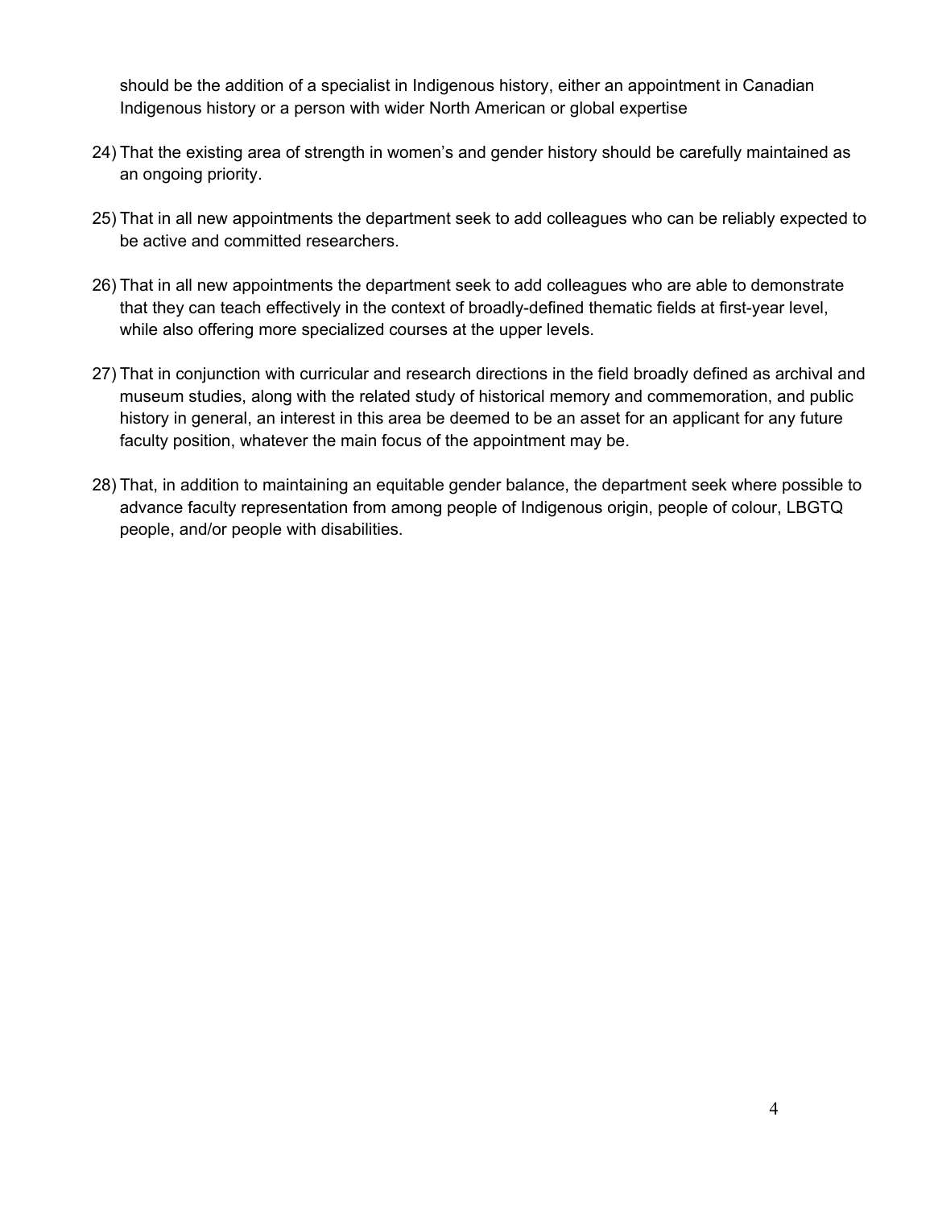should be the addition of a specialist in Indigenous history, either an appointment in Canadian Indigenous history or a person with wider North American or global expertise

24) That the existing area of strength in women's and gender history should be carefully maintained as an ongoing priority.

25) That in all new appointments the department seek to add colleagues who can be reliably expected to be active and committed researchers.

26) That in all new appointments the department seek to add colleagues who are able to demonstrate that they can teach effectively in the context of broadly-defined thematic fields at first-year level, while also offering more specialized courses at the upper levels.

27) That in conjunction with curricular and research directions in the field broadly defined as archival and museum studies, along with the related study of historical memory and commemoration, and public history in general, an interest in this area be deemed to be an asset for an applicant for any future faculty position, whatever the main focus of the appointment may be.

28) That, in addition to maintaining an equitable gender balance, the department seek where possible to advance faculty representation from among people of Indigenous origin, people of colour, LBGTQ people, and/or people with disabilities.